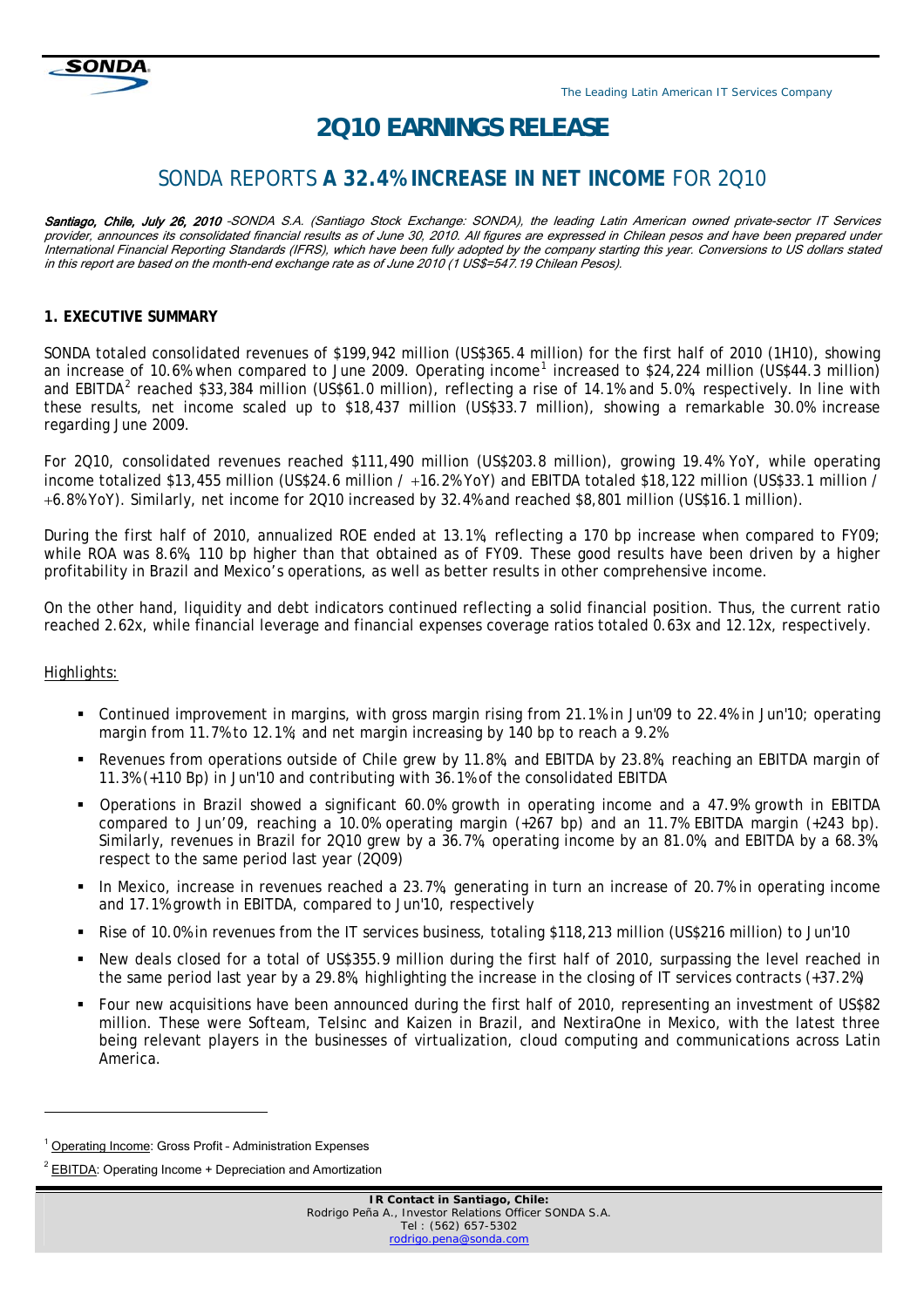The Leading Latin American IT Services Company

# 2Q10 EARNINGS RELEASE

## SONDA REPORTS **A 32.4% INCREASE IN NET INCOME** FOR 2Q10

***Santiago, Chile, July 26, 2010*** *-SONDA S.A. (Santiago Stock Exchange: SONDA), the leading Latin American owned private-sector IT Services provider, announces its consolidated financial results as of June 30, 2010. All figures are expressed in Chilean pesos and have been prepared under International Financial Reporting Standards (IFRS), which have been fully adopted by the company starting this year. Conversions to US dollars stated in this report are based on the month-end exchange rate as of June 2010 (1 US$=547.19 Chilean Pesos).*

### 1. EXECUTIVE SUMMARY

SONDA totaled consolidated revenues of $199,942 million (US$365.4 million) for the first half of 2010 (1H10), showing an increase of 10.6% when compared to June 2009. Operating income[1] increased to $24,224 million (US$44.3 million) and EBITDA[2] reached $33,384 million (US$61.0 million), reflecting a rise of 14.1% and 5.0%, respectively. In line with these results, net income scaled up to $18,437 million (US$33.7 million), showing a remarkable 30.0% increase regarding June 2009.

For 2Q10, consolidated revenues reached $111,490 million (US$203.8 million), growing 19.4% YoY, while operating income totalized $13,455 million (US$24.6 million / +16.2% YoY) and EBITDA totaled $18,122 million (US$33.1 million / +6.8% YoY). Similarly, net income for 2Q10 increased by 32.4% and reached $8,801 million (US$16.1 million).

During the first half of 2010, annualized ROE ended at 13.1%, reflecting a 170 bp increase when compared to FY09; while ROA was 8.6%, 110 bp higher than that obtained as of FY09. These good results have been driven by a higher profitability in Brazil and Mexico's operations, as well as better results in other comprehensive income.

On the other hand, liquidity and debt indicators continued reflecting a solid financial position. Thus, the current ratio reached 2.62x, while financial leverage and financial expenses coverage ratios totaled 0.63x and 12.12x, respectively.

Highlights:

- Continued improvement in margins, with gross margin rising from 21.1% in Jun'09 to 22.4% in Jun'10; operating margin from 11.7% to 12.1%; and net margin increasing by 140 bp to reach a 9.2%
- Revenues from operations outside of Chile grew by 11.8%, and EBITDA by 23.8%, reaching an EBITDA margin of 11.3% (+110 Bp) in Jun'10 and contributing with 36.1% of the consolidated EBITDA
- Operations in Brazil showed a significant 60.0% growth in operating income and a 47.9% growth in EBITDA compared to Jun'09, reaching a 10.0% operating margin (+267 bp) and an 11.7% EBITDA margin (+243 bp). Similarly, revenues in Brazil for 2Q10 grew by a 36.7%, operating income by an 81.0%, and EBITDA by a 68.3%, respect to the same period last year (2Q09)
- In Mexico, increase in revenues reached a 23.7%, generating in turn an increase of 20.7% in operating income and 17.1% growth in EBITDA, compared to Jun'10, respectively
- Rise of 10.0% in revenues from the IT services business, totaling $118,213 million (US$216 million) to Jun'10
- New deals closed for a total of US$355.9 million during the first half of 2010, surpassing the level reached in the same period last year by a 29.8%, highlighting the increase in the closing of IT services contracts (+37.2%)
- Four new acquisitions have been announced during the first half of 2010, representing an investment of US$82 million. These were Softeam, Telsinc and Kaizen in Brazil, and NextiraOne in Mexico, with the latest three being relevant players in the businesses of virtualization, cloud computing and communications across Latin America.

[1] Operating Income: Gross Profit – Administration Expenses

[2] EBITDA: Operating Income + Depreciation and Amortization

**IR Contact in Santiago, Chile:**
Rodrigo Peña A., Investor Relations Officer SONDA S.A.
Tel : (562) 657-5302
rodrigo.pena@sonda.com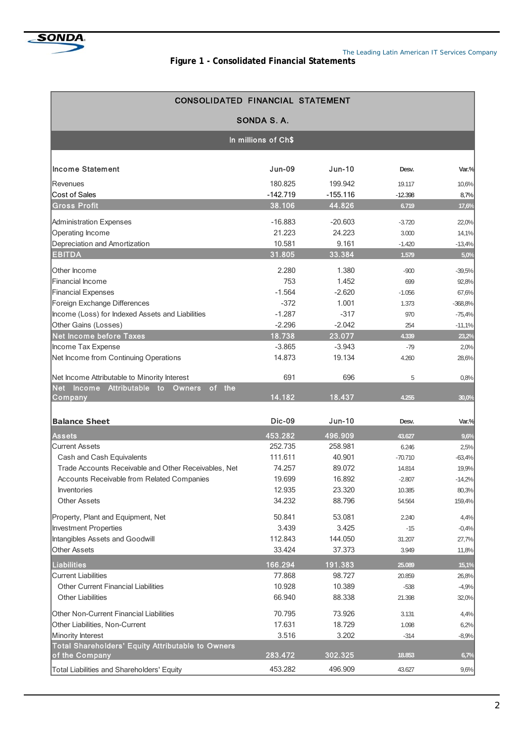**Figure 1 - Consolidated Financial Statements**

| CONSOLIDATED FINANCIAL STATEMENT | | | | |
|---|---|---|---|---|
| SONDA S. A. | | | | |
| In millions of Ch$ | | | | |
| **Income Statement** | Jun-09 | Jun-10 | Desv. | Var.% |
| Revenues | 180.825 | 199.942 | 19.117 | 10,6% |
| Cost of Sales | -142.719 | -155.116 | -12.398 | 8,7% |
| **Gross Profit** | **38.106** | **44.826** | **6.719** | **17,6%** |
| Administration Expenses | -16.883 | -20.603 | -3.720 | 22,0% |
| Operating Income | 21.223 | 24.223 | 3.000 | 14,1% |
| Depreciation and Amortization | 10.581 | 9.161 | -1.420 | -13,4% |
| **EBITDA** | **31.805** | **33.384** | **1.579** | **5,0%** |
| Other Income | 2.280 | 1.380 | -900 | -39,5% |
| Financial Income | 753 | 1.452 | 699 | 92,8% |
| Financial Expenses | -1.564 | -2.620 | -1.056 | 67,6% |
| Foreign Exchange Differences | -372 | 1.001 | 1.373 | -368,8% |
| Income (Loss) for Indexed Assets and Liabilities | -1.287 | -317 | 970 | -75,4% |
| Other Gains (Losses) | -2.296 | -2.042 | 254 | -11,1% |
| **Net Income before Taxes** | **18.738** | **23.077** | **4.339** | **23,2%** |
| Income Tax Expense | -3.865 | -3.943 | -79 | 2,0% |
| Net Income from Continuing Operations | 14.873 | 19.134 | 4.260 | 28,6% |
| Net Income Attributable to Minority Interest | 691 | 696 | 5 | 0,8% |
| **Net Income Attributable to Owners of the Company** | **14.182** | **18.437** | **4.255** | **30,0%** |
| **Balance Sheet** | Dic-09 | Jun-10 | Desv. | Var.% |
| **Assets** | **453.282** | **496.909** | **43.627** | **9,6%** |
| Current Assets | 252.735 | 258.981 | 6.246 | 2,5% |
| Cash and Cash Equivalents | 111.611 | 40.901 | -70.710 | -63,4% |
| Trade Accounts Receivable and Other Receivables, Net | 74.257 | 89.072 | 14.814 | 19,9% |
| Accounts Receivable from Related Companies | 19.699 | 16.892 | -2.807 | -14,2% |
| Inventories | 12.935 | 23.320 | 10.385 | 80,3% |
| Other Assets | 34.232 | 88.796 | 54.564 | 159,4% |
| Property, Plant and Equipment, Net | 50.841 | 53.081 | 2.240 | 4,4% |
| Investment Properties | 3.439 | 3.425 | -15 | -0,4% |
| Intangibles Assets and Goodwill | 112.843 | 144.050 | 31.207 | 27,7% |
| Other Assets | 33.424 | 37.373 | 3.949 | 11,8% |
| **Liabilities** | **166.294** | **191.383** | **25.089** | **15,1%** |
| Current Liabilities | 77.868 | 98.727 | 20.859 | 26,8% |
| Other Current Financial Liabilities | 10.928 | 10.389 | -538 | -4,9% |
| Other Liabilities | 66.940 | 88.338 | 21.398 | 32,0% |
| Other Non-Current Financial Liabilities | 70.795 | 73.926 | 3.131 | 4,4% |
| Other Liabilities, Non-Current | 17.631 | 18.729 | 1.098 | 6,2% |
| Minority Interest | 3.516 | 3.202 | -314 | -8,9% |
| **Total Shareholders' Equity Attributable to Owners of the Company** | **283.472** | **302.325** | **18.853** | **6,7%** |
| Total Liabilities and Shareholders' Equity | 453.282 | 496.909 | 43.627 | 9,6% |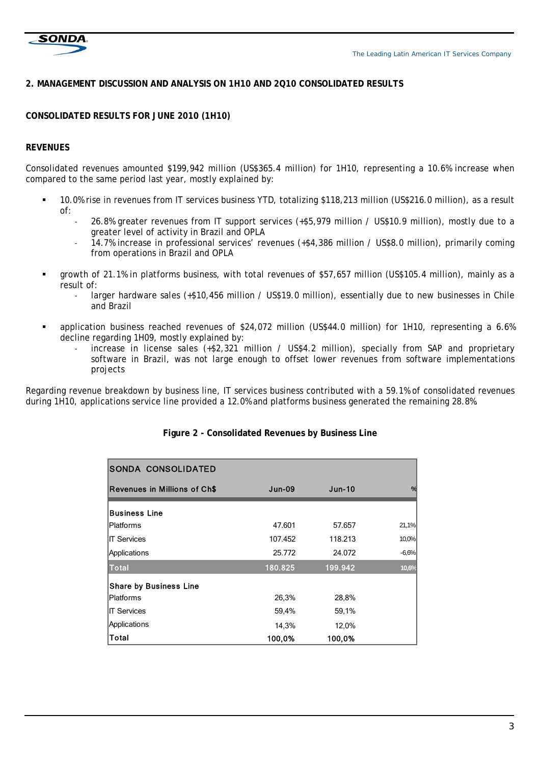## 2. MANAGEMENT DISCUSSION AND ANALYSIS ON 1H10 AND 2Q10 CONSOLIDATED RESULTS

### CONSOLIDATED RESULTS FOR JUNE 2010 (1H10)

### REVENUES

Consolidated revenues amounted $199,942 million (US$365.4 million) for 1H10, representing a 10.6% increase when compared to the same period last year, mostly explained by:

- 10.0% rise in revenues from IT services business YTD, totalizing $118,213 million (US$216.0 million), as a result of:
  - 26.8% greater revenues from IT support services (+$5,979 million / US$10.9 million), mostly due to a greater level of activity in Brazil and OPLA
  - 14.7% increase in professional services' revenues (+$4,386 million / US$8.0 million), primarily coming from operations in Brazil and OPLA
- growth of 21.1% in platforms business, with total revenues of $57,657 million (US$105.4 million), mainly as a result of:
  - larger hardware sales (+$10,456 million / US$19.0 million), essentially due to new businesses in Chile and Brazil
- application business reached revenues of $24,072 million (US$44.0 million) for 1H10, representing a 6.6% decline regarding 1H09, mostly explained by:
  - increase in license sales (+$2,321 million / US$4.2 million), specially from SAP and proprietary software in Brazil, was not large enough to offset lower revenues from software implementations projects

Regarding revenue breakdown by business line, IT services business contributed with a 59.1% of consolidated revenues during 1H10, applications service line provided a 12.0% and platforms business generated the remaining 28.8%.

**Figure 2 - Consolidated Revenues by Business Line**

| SONDA CONSOLIDATED | | | |
|---|---|---|---|
| **Revenues in Millions of Ch$** | **Jun-09** | **Jun-10** | **%** |
| **Business Line** | | | |
| Platforms | 47.601 | 57.657 | 21,1% |
| IT Services | 107.452 | 118.213 | 10,0% |
| Applications | 25.772 | 24.072 | -6,6% |
| **Total** | **180.825** | **199.942** | **10,6%** |
| **Share by Business Line** | | | |
| Platforms | 26,3% | 28,8% | |
| IT Services | 59,4% | 59,1% | |
| Applications | 14,3% | 12,0% | |
| **Total** | **100,0%** | **100,0%** | |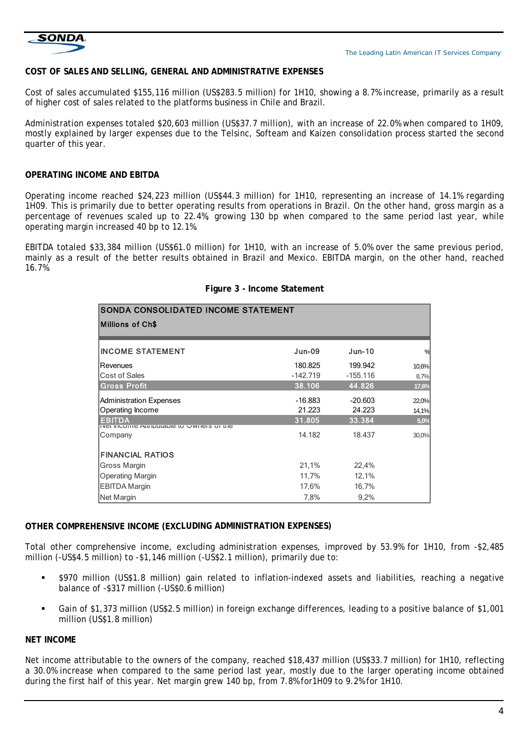## COST OF SALES AND SELLING, GENERAL AND ADMINISTRATIVE EXPENSES

Cost of sales accumulated $155,116 million (US$283.5 million) for 1H10, showing a 8.7% increase, primarily as a result of higher cost of sales related to the platforms business in Chile and Brazil.

Administration expenses totaled $20,603 million (US$37.7 million), with an increase of 22.0% when compared to 1H09, mostly explained by larger expenses due to the Telsinc, Softeam and Kaizen consolidation process started the second quarter of this year.

## OPERATING INCOME AND EBITDA

Operating income reached $24,223 million (US$44.3 million) for 1H10, representing an increase of 14.1% regarding 1H09. This is primarily due to better operating results from operations in Brazil. On the other hand, gross margin as a percentage of revenues scaled up to 22.4%, growing 130 bp when compared to the same period last year, while operating margin increased 40 bp to 12.1%.

EBITDA totaled $33,384 million (US$61.0 million) for 1H10, with an increase of 5.0% over the same previous period, mainly as a result of the better results obtained in Brazil and Mexico. EBITDA margin, on the other hand, reached 16.7%.

**Figure 3 - Income Statement**

| SONDA CONSOLIDATED INCOME STATEMENT<br>Millions of Ch$ | | | |
|---|---|---|---|
| **INCOME STATEMENT** | **Jun-09** | **Jun-10** | **%** |
| Revenues | 180.825 | 199.942 | 10,6% |
| Cost of Sales | -142.719 | -155.116 | 8,7% |
| **Gross Profit** | **38.106** | **44.826** | **17,6%** |
| Administration Expenses | -16.883 | -20.603 | 22,0% |
| Operating Income | 21.223 | 24.223 | 14,1% |
| **EBITDA** | **31.805** | **33.384** | **5,0%** |
| Net Income Attributable to Owners of the Company | 14.182 | 18.437 | 30,0% |
| **FINANCIAL RATIOS** | | | |
| Gross Margin | 21,1% | 22,4% | |
| Operating Margin | 11,7% | 12,1% | |
| EBITDA Margin | 17,6% | 16,7% | |
| Net Margin | 7,8% | 9,2% | |

## OTHER COMPREHENSIVE INCOME (EXCLUDING ADMINISTRATION EXPENSES)

Total other comprehensive income, excluding administration expenses, improved by 53.9% for 1H10, from -$2,485 million (-US$4.5 million) to -$1,146 million (-US$2.1 million), primarily due to:

- $970 million (US$1.8 million) gain related to inflation-indexed assets and liabilities, reaching a negative balance of -$317 million (-US$0.6 million)
- Gain of $1,373 million (US$2.5 million) in foreign exchange differences, leading to a positive balance of $1,001 million (US$1.8 million)

## NET INCOME

Net income attributable to the owners of the company, reached $18,437 million (US$33.7 million) for 1H10, reflecting a 30.0% increase when compared to the same period last year, mostly due to the larger operating income obtained during the first half of this year. Net margin grew 140 bp, from 7.8% for1H09 to 9.2% for 1H10.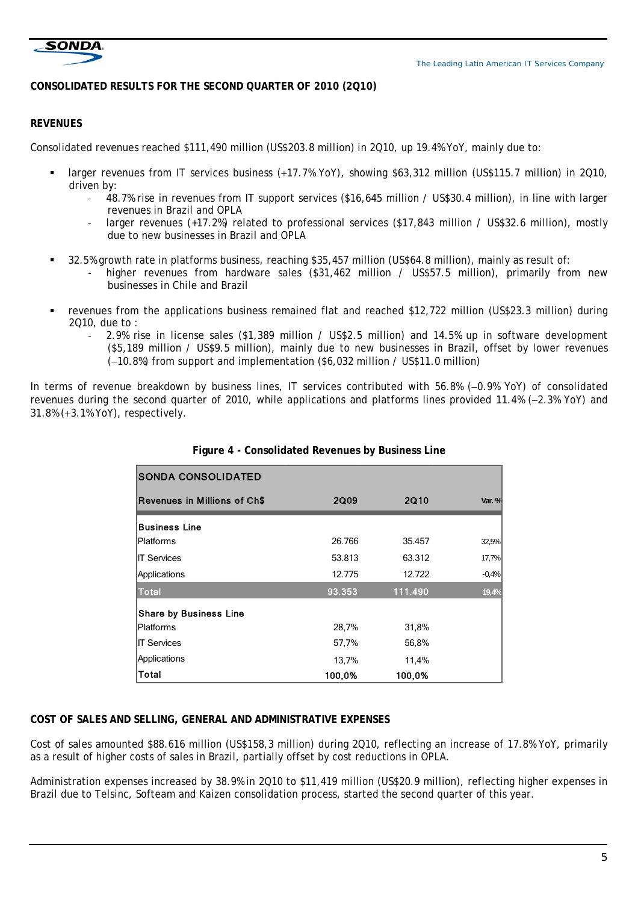## CONSOLIDATED RESULTS FOR THE SECOND QUARTER OF 2010 (2Q10)

### REVENUES

Consolidated revenues reached $111,490 million (US$203.8 million) in 2Q10, up 19.4% YoY, mainly due to:

- larger revenues from IT services business (+17.7% YoY), showing $63,312 million (US$115.7 million) in 2Q10, driven by:
  - 48.7% rise in revenues from IT support services ($16,645 million / US$30.4 million), in line with larger revenues in Brazil and OPLA
  - larger revenues (+17.2%) related to professional services ($17,843 million / US$32.6 million), mostly due to new businesses in Brazil and OPLA

- 32.5% growth rate in platforms business, reaching $35,457 million (US$64.8 million), mainly as result of:
  - higher revenues from hardware sales ($31,462 million / US$57.5 million), primarily from new businesses in Chile and Brazil

- revenues from the applications business remained flat and reached $12,722 million (US$23.3 million) during 2Q10, due to :
  - 2.9% rise in license sales ($1,389 million / US$2.5 million) and 14.5% up in software development ($5,189 million / US$9.5 million), mainly due to new businesses in Brazil, offset by lower revenues (−10.8%) from support and implementation ($6,032 million / US$11.0 million)

In terms of revenue breakdown by business lines, IT services contributed with 56.8% (−0.9% YoY) of consolidated revenues during the second quarter of 2010, while applications and platforms lines provided 11.4% (−2.3% YoY) and 31.8% (+3.1% YoY), respectively.

**Figure 4 - Consolidated Revenues by Business Line**

| SONDA CONSOLIDATED | | | |
|---|---|---|---|
| **Revenues in Millions of Ch$** | **2Q09** | **2Q10** | **Var. %** |
| **Business Line** | | | |
| Platforms | 26.766 | 35.457 | 32,5% |
| IT Services | 53.813 | 63.312 | 17,7% |
| Applications | 12.775 | 12.722 | -0,4% |
| **Total** | **93.353** | **111.490** | **19,4%** |
| **Share by Business Line** | | | |
| Platforms | 28,7% | 31,8% | |
| IT Services | 57,7% | 56,8% | |
| Applications | 13,7% | 11,4% | |
| **Total** | **100,0%** | **100,0%** | |

### COST OF SALES AND SELLING, GENERAL AND ADMINISTRATIVE EXPENSES

Cost of sales amounted $88.616 million (US$158,3 million) during 2Q10, reflecting an increase of 17.8% YoY, primarily as a result of higher costs of sales in Brazil, partially offset by cost reductions in OPLA.

Administration expenses increased by 38.9% in 2Q10 to $11,419 million (US$20.9 million), reflecting higher expenses in Brazil due to Telsinc, Softeam and Kaizen consolidation process, started the second quarter of this year.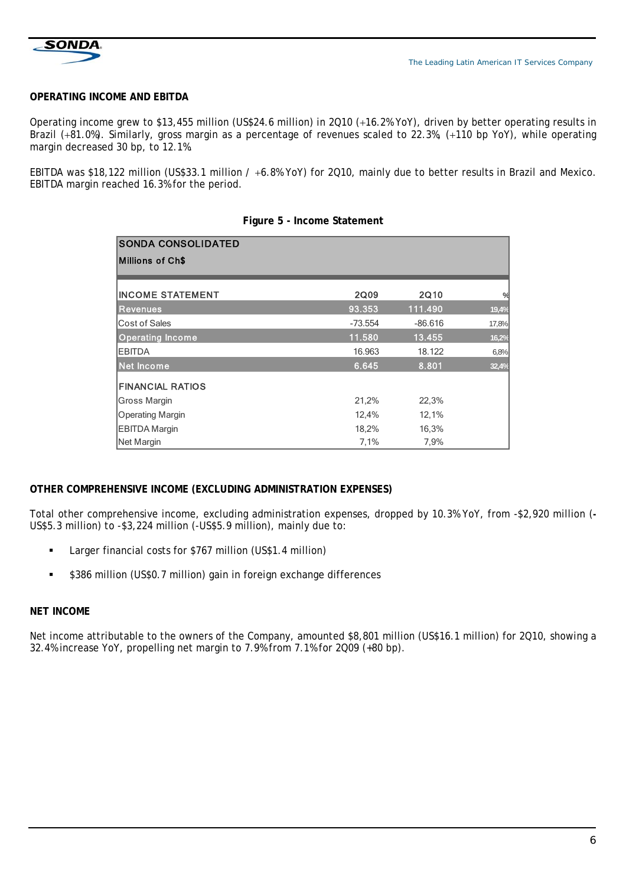## OPERATING INCOME AND EBITDA

Operating income grew to $13,455 million (US$24.6 million) in 2Q10 (+16.2% YoY), driven by better operating results in Brazil (+81.0%). Similarly, gross margin as a percentage of revenues scaled to 22.3%, (+110 bp YoY), while operating margin decreased 30 bp, to 12.1%.

EBITDA was $18,122 million (US$33.1 million / +6.8% YoY) for 2Q10, mainly due to better results in Brazil and Mexico. EBITDA margin reached 16.3% for the period.

**Figure 5 - Income Statement**

| SONDA CONSOLIDATED<br>Millions of Ch$ | | | |
|---|---|---|---|
| **INCOME STATEMENT** | **2Q09** | **2Q10** | **%** |
| Revenues | 93.353 | 111.490 | 19,4% |
| Cost of Sales | -73.554 | -86.616 | 17,8% |
| Operating Income | 11.580 | 13.455 | 16,2% |
| EBITDA | 16.963 | 18.122 | 6,8% |
| Net Income | 6.645 | 8.801 | 32,4% |
| **FINANCIAL RATIOS** | | | |
| Gross Margin | 21,2% | 22,3% | |
| Operating Margin | 12,4% | 12,1% | |
| EBITDA Margin | 18,2% | 16,3% | |
| Net Margin | 7,1% | 7,9% | |

## OTHER COMPREHENSIVE INCOME (EXCLUDING ADMINISTRATION EXPENSES)

Total other comprehensive income, excluding administration expenses, dropped by 10.3% YoY, from -$2,920 million (-US$5.3 million) to -$3,224 million (-US$5.9 million), mainly due to:

- Larger financial costs for $767 million (US$1.4 million)
- $386 million (US$0.7 million) gain in foreign exchange differences

## NET INCOME

Net income attributable to the owners of the Company, amounted $8,801 million (US$16.1 million) for 2Q10, showing a 32.4% increase YoY, propelling net margin to 7.9% from 7.1% for 2Q09 (+80 bp).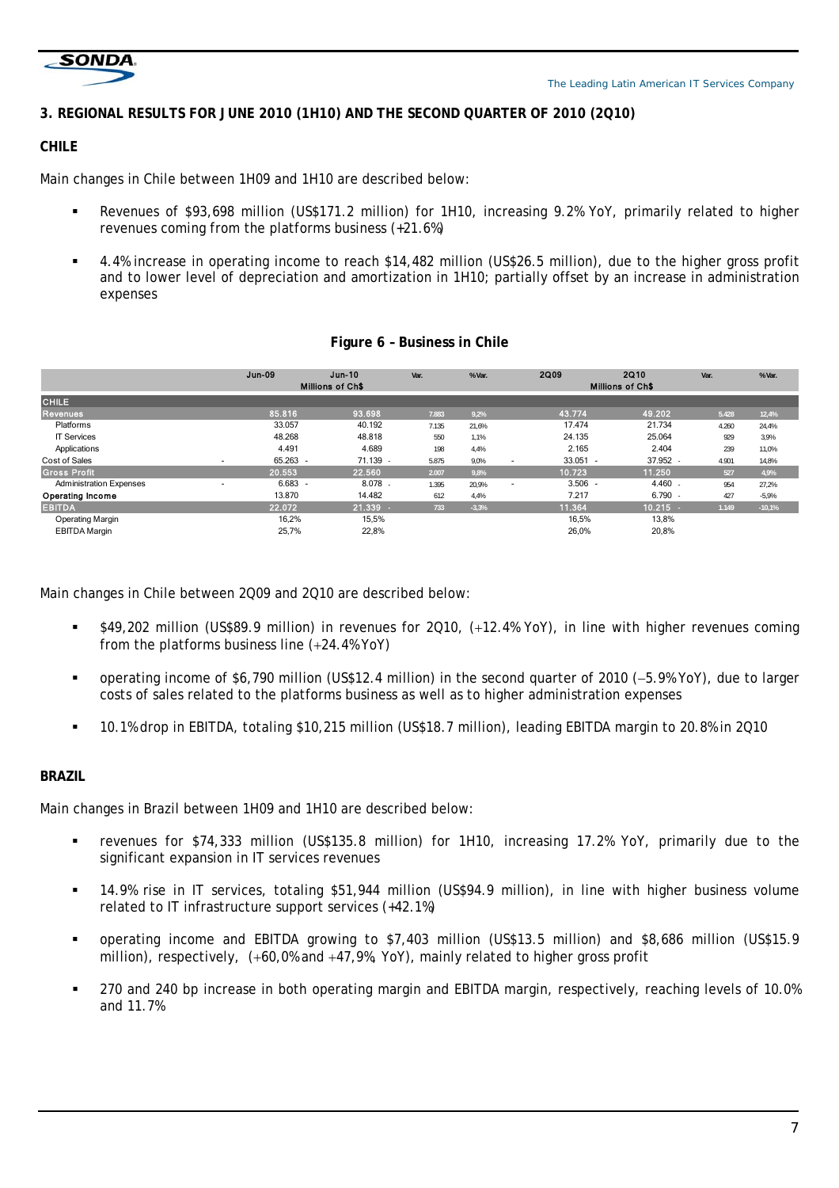## 3. REGIONAL RESULTS FOR JUNE 2010 (1H10) AND THE SECOND QUARTER OF 2010 (2Q10)

### CHILE

Main changes in Chile between 1H09 and 1H10 are described below:

- Revenues of $93,698 million (US$171.2 million) for 1H10, increasing 9.2% YoY, primarily related to higher revenues coming from the platforms business (+21.6%)
- 4.4% increase in operating income to reach $14,482 million (US$26.5 million), due to the higher gross profit and to lower level of depreciation and amortization in 1H10; partially offset by an increase in administration expenses

**Figure 6 – Business in Chile**

| | Jun-09 | Jun-10 | Var. | % Var. | 2Q09 | 2Q10 | Var. | % Var. |
|---|---|---|---|---|---|---|---|---|
| | Millions of Ch$ | | | | Millions of Ch$ | | | |
| **CHILE** | | | | | | | | |
| **Revenues** | 85.816 | 93.698 | 7.883 | 9,2% | 43.774 | 49.202 | 5.428 | 12,4% |
| Platforms | 33.057 | 40.192 | 7.135 | 21,6% | 17.474 | 21.734 | 4.260 | 24,4% |
| IT Services | 48.268 | 48.818 | 550 | 1,1% | 24.135 | 25.064 | 929 | 3,9% |
| Applications | 4.491 | 4.689 | 198 | 4,4% | 2.165 | 2.404 | 239 | 11,0% |
| Cost of Sales | - 65.263 | - 71.139 | - 5.875 | 9,0% | - 33.051 | - 37.952 | - 4.901 | 14,8% |
| **Gross Profit** | 20.553 | 22.560 | 2.007 | 9,8% | 10.723 | 11.250 | 527 | 4,9% |
| Administration Expenses | - 6.683 | - 8.078 | - 1.395 | 20,9% | - 3.506 | - 4.460 | - 954 | 27,2% |
| **Operating Income** | 13.870 | 14.482 | 612 | 4,4% | 7.217 | 6.790 | - 427 | -5,9% |
| **EBITDA** | 22.072 | 21.339 | - 733 | -3,3% | 11.364 | 10.215 | - 1.149 | -10,1% |
| Operating Margin | 16,2% | 15,5% | | | 16,5% | 13,8% | | |
| EBITDA Margin | 25,7% | 22,8% | | | 26,0% | 20,8% | | |

Main changes in Chile between 2Q09 and 2Q10 are described below:

- $49,202 million (US$89.9 million) in revenues for 2Q10, (+12.4% YoY), in line with higher revenues coming from the platforms business line (+24.4% YoY)
- operating income of $6,790 million (US$12.4 million) in the second quarter of 2010 (−5.9% YoY), due to larger costs of sales related to the platforms business as well as to higher administration expenses
- 10.1% drop in EBITDA, totaling $10,215 million (US$18.7 million), leading EBITDA margin to 20.8% in 2Q10

### BRAZIL

Main changes in Brazil between 1H09 and 1H10 are described below:

- revenues for $74,333 million (US$135.8 million) for 1H10, increasing 17.2% YoY, primarily due to the significant expansion in IT services revenues
- 14.9% rise in IT services, totaling $51,944 million (US$94.9 million), in line with higher business volume related to IT infrastructure support services (+42.1%)
- operating income and EBITDA growing to $7,403 million (US$13.5 million) and $8,686 million (US$15.9 million), respectively, (+60,0% and +47,9%, YoY), mainly related to higher gross profit
- 270 and 240 bp increase in both operating margin and EBITDA margin, respectively, reaching levels of 10.0% and 11.7%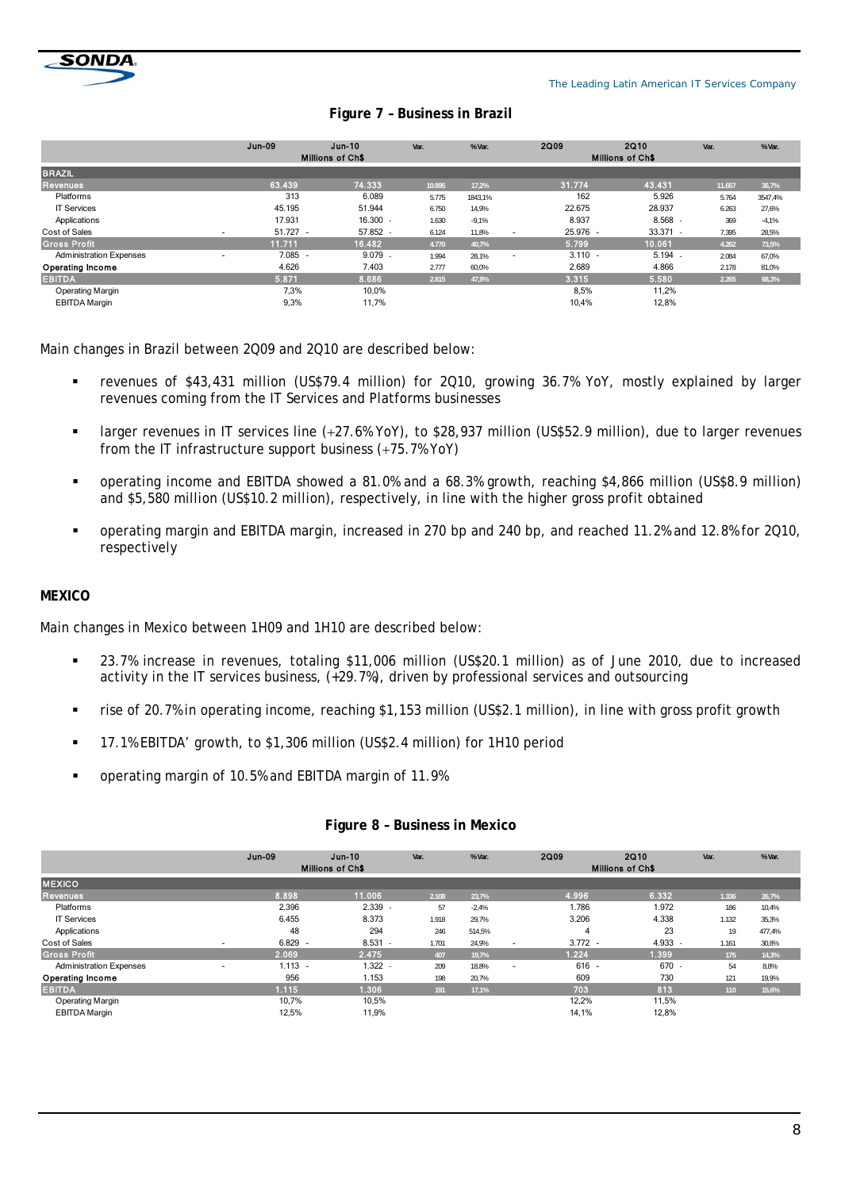## Figure 7 – Business in Brazil

| | Jun-09 | Jun-10 | Var. | %Var. | 2Q09 | 2Q10 | Var. | %Var. |
|---|---|---|---|---|---|---|---|---|
| | Millions of Ch$ | | | | Millions of Ch$ | | | |
| **BRAZIL** | | | | | | | | |
| **Revenues** | 63.439 | 74.333 | 10.895 | 17,2% | 31.774 | 43.431 | 11.657 | 36,7% |
| Platforms | 313 | 6.089 | 5.775 | 1843,1% | 162 | 5.926 | 5.764 | 3547,4% |
| IT Services | 45.195 | 51.944 | 6.750 | 14,9% | 22.675 | 28.937 | 6.263 | 27,6% |
| Applications | 17.931 | 16.300 | - 1.630 | -9,1% | 8.937 | 8.568 | - 369 | -4,1% |
| Cost of Sales | - 51.727 | - 57.852 | - 6.124 | 11,8% | - 25.976 | - 33.371 | - 7.395 | 28,5% |
| **Gross Profit** | 11.711 | 16.482 | 4.770 | 40,7% | 5.799 | 10.061 | 4.262 | 73,5% |
| Administration Expenses | - 7.085 | - 9.079 | - 1.994 | 28,1% | - 3.110 | - 5.194 | - 2.084 | 67,0% |
| **Operating Income** | 4.626 | 7.403 | 2.777 | 60,0% | 2.689 | 4.866 | 2.178 | 81,0% |
| **EBITDA** | 5.871 | 8.686 | 2.815 | 47,9% | 3.315 | 5.580 | 2.265 | 68,3% |
| Operating Margin | 7,3% | 10,0% | | | 8,5% | 11,2% | | |
| EBITDA Margin | 9,3% | 11,7% | | | 10,4% | 12,8% | | |

Main changes in Brazil between 2Q09 and 2Q10 are described below:

- revenues of $43,431 million (US$79.4 million) for 2Q10, growing 36.7% YoY, mostly explained by larger revenues coming from the IT Services and Platforms businesses
- larger revenues in IT services line (+27.6% YoY), to $28,937 million (US$52.9 million), due to larger revenues from the IT infrastructure support business (+75.7% YoY)
- operating income and EBITDA showed a 81.0% and a 68.3% growth, reaching $4,866 million (US$8.9 million) and $5,580 million (US$10.2 million), respectively, in line with the higher gross profit obtained
- operating margin and EBITDA margin, increased in 270 bp and 240 bp, and reached 11.2% and 12.8% for 2Q10, respectively

**MEXICO**

Main changes in Mexico between 1H09 and 1H10 are described below:

- 23.7% increase in revenues, totaling $11,006 million (US$20.1 million) as of June 2010, due to increased activity in the IT services business, (+29.7%), driven by professional services and outsourcing
- rise of 20.7% in operating income, reaching $1,153 million (US$2.1 million), in line with gross profit growth
- 17.1% EBITDA' growth, to $1,306 million (US$2.4 million) for 1H10 period
- operating margin of 10.5% and EBITDA margin of 11.9%

## Figure 8 – Business in Mexico

| | Jun-09 | Jun-10 | Var. | %Var. | 2Q09 | 2Q10 | Var. | %Var. |
|---|---|---|---|---|---|---|---|---|
| | Millions of Ch$ | | | | Millions of Ch$ | | | |
| **MEXICO** | | | | | | | | |
| **Revenues** | 8.898 | 11.006 | 2.108 | 23,7% | 4.996 | 6.332 | 1.336 | 26,7% |
| Platforms | 2.396 | 2.339 | - 57 | -2,4% | 1.786 | 1.972 | 186 | 10,4% |
| IT Services | 6.455 | 8.373 | 1.918 | 29,7% | 3.206 | 4.338 | 1.132 | 35,3% |
| Applications | 48 | 294 | 246 | 514,5% | 4 | 23 | 19 | 477,4% |
| Cost of Sales | - 6.829 | - 8.531 | - 1.701 | 24,9% | - 3.772 | - 4.933 | - 1.161 | 30,8% |
| **Gross Profit** | 2.069 | 2.475 | 407 | 19,7% | 1.224 | 1.399 | 175 | 14,3% |
| Administration Expenses | - 1.113 | - 1.322 | - 209 | 18,8% | - 616 | - 670 | - 54 | 8,8% |
| **Operating Income** | 956 | 1.153 | 198 | 20,7% | 609 | 730 | 121 | 19,9% |
| **EBITDA** | 1.115 | 1.306 | 191 | 17,1% | 703 | 813 | 110 | 15,6% |
| Operating Margin | 10,7% | 10,5% | | | 12,2% | 11,5% | | |
| EBITDA Margin | 12,5% | 11,9% | | | 14,1% | 12,8% | | |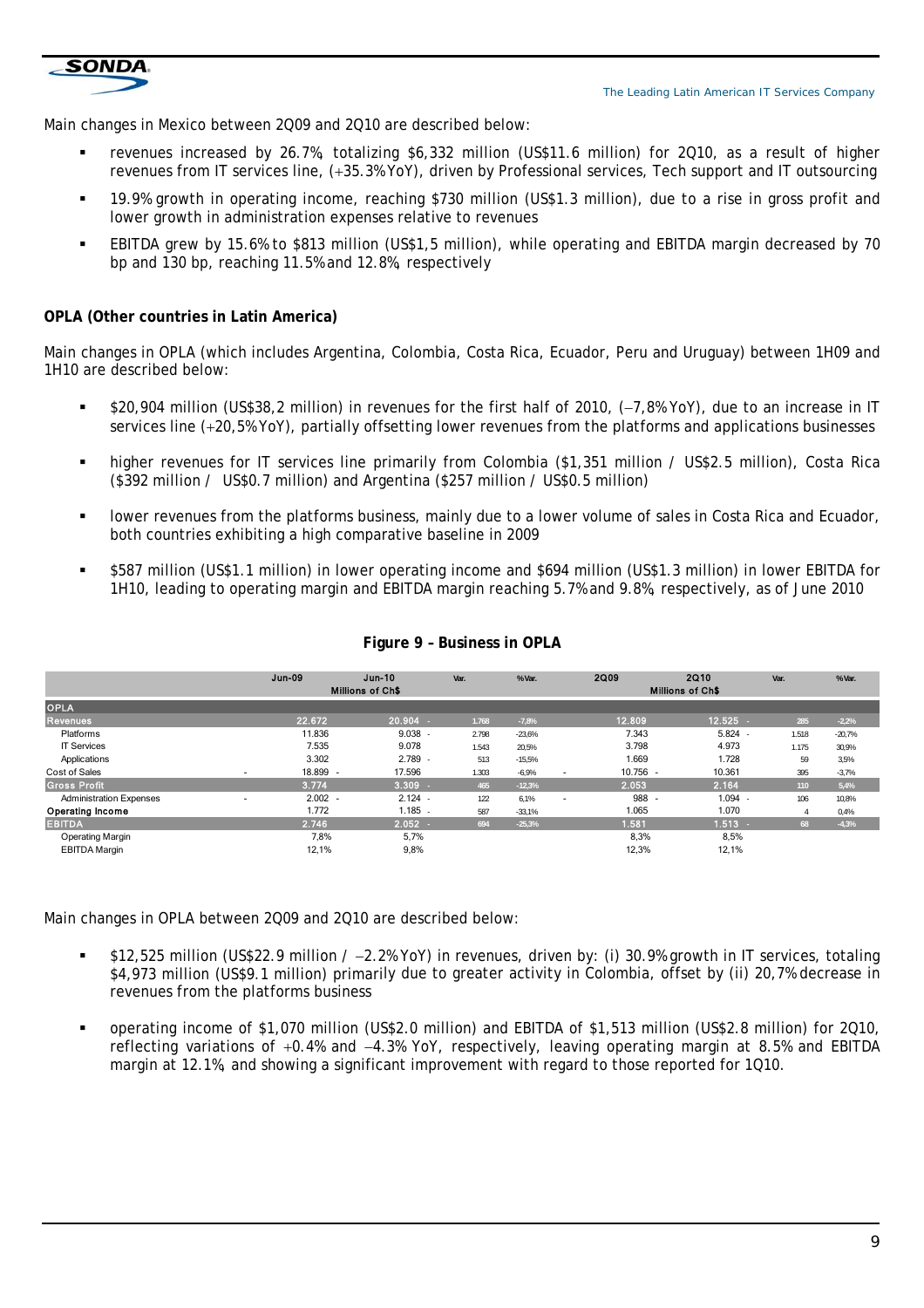Main changes in Mexico between 2Q09 and 2Q10 are described below:

- revenues increased by 26.7%, totalizing $6,332 million (US$11.6 million) for 2Q10, as a result of higher revenues from IT services line, (+35.3% YoY), driven by Professional services, Tech support and IT outsourcing
- 19.9% growth in operating income, reaching $730 million (US$1.3 million), due to a rise in gross profit and lower growth in administration expenses relative to revenues
- EBITDA grew by 15.6% to $813 million (US$1,5 million), while operating and EBITDA margin decreased by 70 bp and 130 bp, reaching 11.5% and 12.8%, respectively

**OPLA (Other countries in Latin America)**

Main changes in OPLA (which includes Argentina, Colombia, Costa Rica, Ecuador, Peru and Uruguay) between 1H09 and 1H10 are described below:

- $20,904 million (US$38,2 million) in revenues for the first half of 2010, (–7,8% YoY), due to an increase in IT services line (+20,5% YoY), partially offsetting lower revenues from the platforms and applications businesses
- higher revenues for IT services line primarily from Colombia ($1,351 million / US$2.5 million), Costa Rica ($392 million / US$0.7 million) and Argentina ($257 million / US$0.5 million)
- lower revenues from the platforms business, mainly due to a lower volume of sales in Costa Rica and Ecuador, both countries exhibiting a high comparative baseline in 2009
- $587 million (US$1.1 million) in lower operating income and $694 million (US$1.3 million) in lower EBITDA for 1H10, leading to operating margin and EBITDA margin reaching 5.7% and 9.8%, respectively, as of June 2010

**Figure 9 – Business in OPLA**

| | Jun-09 | Jun-10 | Var. | % Var. | 2Q09 | 2Q10 | Var. | % Var. |
|---|---|---|---|---|---|---|---|---|
| | Millions of Ch$ | | | | Millions of Ch$ | | | |
| **OPLA** | | | | | | | | |
| **Revenues** | 22.672 | 20.904 | - 1.768 | -7,8% | 12.809 | 12.525 | - 285 | -2,2% |
| Platforms | 11.836 | 9.038 | - 2.798 | -23,6% | 7.343 | 5.824 | - 1.518 | -20,7% |
| IT Services | 7.535 | 9.078 | 1.543 | 20,5% | 3.798 | 4.973 | 1.175 | 30,9% |
| Applications | 3.302 | 2.789 | - 513 | -15,5% | 1.669 | 1.728 | 59 | 3,5% |
| Cost of Sales | - 18.899 | - 17.596 | 1.303 | -6,9% | - 10.756 | - 10.361 | 395 | -3,7% |
| **Gross Profit** | 3.774 | 3.309 | - 465 | -12,3% | 2.053 | 2.164 | 110 | 5,4% |
| Administration Expenses | - 2.002 | - 2.124 | - 122 | 6,1% | - 988 | - 1.094 | - 106 | 10,8% |
| **Operating Income** | 1.772 | 1.185 | - 587 | -33,1% | 1.065 | 1.070 | 4 | 0,4% |
| **EBITDA** | 2.746 | 2.052 | - 694 | -25,3% | 1.581 | 1.513 | - 68 | -4,3% |
| Operating Margin | 7,8% | 5,7% | | | 8,3% | 8,5% | | |
| EBITDA Margin | 12,1% | 9,8% | | | 12,3% | 12,1% | | |

Main changes in OPLA between 2Q09 and 2Q10 are described below:

- $12,525 million (US$22.9 million / –2.2% YoY) in revenues, driven by: (i) 30.9% growth in IT services, totaling $4,973 million (US$9.1 million) primarily due to greater activity in Colombia, offset by (ii) 20,7% decrease in revenues from the platforms business
- operating income of $1,070 million (US$2.0 million) and EBITDA of $1,513 million (US$2.8 million) for 2Q10, reflecting variations of +0.4% and –4.3% YoY, respectively, leaving operating margin at 8.5% and EBITDA margin at 12.1%, and showing a significant improvement with regard to those reported for 1Q10.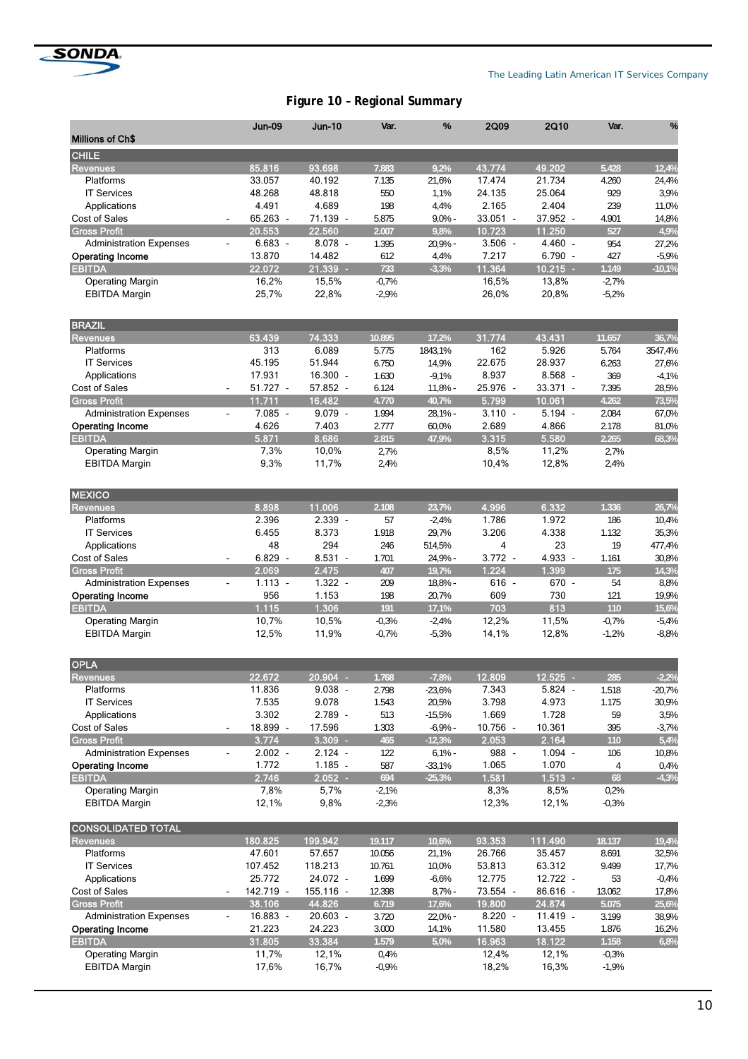## Figure 10 – Regional Summary

| Millions of Ch$ | Jun-09 | Jun-10 | Var. | % | 2Q09 | 2Q10 | Var. | % |
|---|---|---|---|---|---|---|---|---|
| **CHILE** | | | | | | | | |
| **Revenues** | 85.816 | 93.698 | 7.883 | 9,2% | 43.774 | 49.202 | 5.428 | 12,4% |
| Platforms | 33.057 | 40.192 | 7.135 | 21,6% | 17.474 | 21.734 | 4.260 | 24,4% |
| IT Services | 48.268 | 48.818 | 550 | 1,1% | 24.135 | 25.064 | 929 | 3,9% |
| Applications | 4.491 | 4.689 | 198 | 4,4% | 2.165 | 2.404 | 239 | 11,0% |
| Cost of Sales | - 65.263 | - 71.139 | - 5.875 | 9,0% | - 33.051 | - 37.952 | - 4.901 | 14,8% |
| **Gross Profit** | 20.553 | 22.560 | 2.007 | 9,8% | 10.723 | 11.250 | 527 | 4,9% |
| Administration Expenses | - 6.683 | - 8.078 | - 1.395 | 20,9% | - 3.506 | - 4.460 | - 954 | 27,2% |
| **Operating Income** | 13.870 | 14.482 | 612 | 4,4% | 7.217 | 6.790 | - 427 | -5,9% |
| **EBITDA** | 22.072 | 21.339 | - 733 | -3,3% | 11.364 | 10.215 | - 1.149 | -10,1% |
| Operating Margin | 16,2% | 15,5% | -0,7% | | 16,5% | 13,8% | -2,7% | |
| EBITDA Margin | 25,7% | 22,8% | -2,9% | | 26,0% | 20,8% | -5,2% | |
| **BRAZIL** | | | | | | | | |
| **Revenues** | 63.439 | 74.333 | 10.895 | 17,2% | 31.774 | 43.431 | 11.657 | 36,7% |
| Platforms | 313 | 6.089 | 5.775 | 1843,1% | 162 | 5.926 | 5.764 | 3547,4% |
| IT Services | 45.195 | 51.944 | 6.750 | 14,9% | 22.675 | 28.937 | 6.263 | 27,6% |
| Applications | 17.931 | 16.300 | - 1.630 | -9,1% | 8.937 | 8.568 | - 369 | -4,1% |
| Cost of Sales | - 51.727 | - 57.852 | - 6.124 | 11,8% | - 25.976 | - 33.371 | - 7.395 | 28,5% |
| **Gross Profit** | 11.711 | 16.482 | 4.770 | 40,7% | 5.799 | 10.061 | 4.262 | 73,5% |
| Administration Expenses | - 7.085 | - 9.079 | - 1.994 | 28,1% | - 3.110 | - 5.194 | - 2.084 | 67,0% |
| **Operating Income** | 4.626 | 7.403 | 2.777 | 60,0% | 2.689 | 4.866 | 2.178 | 81,0% |
| **EBITDA** | 5.871 | 8.686 | 2.815 | 47,9% | 3.315 | 5.580 | 2.265 | 68,3% |
| Operating Margin | 7,3% | 10,0% | 2,7% | | 8,5% | 11,2% | 2,7% | |
| EBITDA Margin | 9,3% | 11,7% | 2,4% | | 10,4% | 12,8% | 2,4% | |
| **MEXICO** | | | | | | | | |
| **Revenues** | 8.898 | 11.006 | 2.108 | 23,7% | 4.996 | 6.332 | 1.336 | 26,7% |
| Platforms | 2.396 | 2.339 | - 57 | -2,4% | 1.786 | 1.972 | 186 | 10,4% |
| IT Services | 6.455 | 8.373 | 1.918 | 29,7% | 3.206 | 4.338 | 1.132 | 35,3% |
| Applications | 48 | 294 | 246 | 514,5% | 4 | 23 | 19 | 477,4% |
| Cost of Sales | - 6.829 | - 8.531 | - 1.701 | 24,9% | - 3.772 | - 4.933 | - 1.161 | 30,8% |
| **Gross Profit** | 2.069 | 2.475 | 407 | 19,7% | 1.224 | 1.399 | 175 | 14,3% |
| Administration Expenses | - 1.113 | - 1.322 | - 209 | 18,8% | - 616 | - 670 | - 54 | 8,8% |
| **Operating Income** | 956 | 1.153 | 198 | 20,7% | 609 | 730 | 121 | 19,9% |
| **EBITDA** | 1.115 | 1.306 | 191 | 17,1% | 703 | 813 | 110 | 15,6% |
| Operating Margin | 10,7% | 10,5% | -0,3% | -2,4% | 12,2% | 11,5% | -0,7% | -5,4% |
| EBITDA Margin | 12,5% | 11,9% | -0,7% | -5,3% | 14,1% | 12,8% | -1,2% | -8,8% |
| **OPLA** | | | | | | | | |
| **Revenues** | 22.672 | 20.904 | - 1.768 | -7,8% | 12.809 | 12.525 | - 285 | -2,2% |
| Platforms | 11.836 | 9.038 | - 2.798 | -23,6% | 7.343 | 5.824 | - 1.518 | -20,7% |
| IT Services | 7.535 | 9.078 | 1.543 | 20,5% | 3.798 | 4.973 | 1.175 | 30,9% |
| Applications | 3.302 | 2.789 | - 513 | -15,5% | 1.669 | 1.728 | 59 | 3,5% |
| Cost of Sales | - 18.899 | - 17.596 | 1.303 | -6,9% | - 10.756 | - 10.361 | 395 | -3,7% |
| **Gross Profit** | 3.774 | 3.309 | - 465 | -12,3% | 2.053 | 2.164 | 110 | 5,4% |
| Administration Expenses | - 2.002 | - 2.124 | - 122 | 6,1% | - 988 | - 1.094 | - 106 | 10,8% |
| **Operating Income** | 1.772 | 1.185 | - 587 | -33,1% | 1.065 | 1.070 | 4 | 0,4% |
| **EBITDA** | 2.746 | 2.052 | - 694 | -25,3% | 1.581 | 1.513 | - 68 | -4,3% |
| Operating Margin | 7,8% | 5,7% | -2,1% | | 8,3% | 8,5% | 0,2% | |
| EBITDA Margin | 12,1% | 9,8% | -2,3% | | 12,3% | 12,1% | -0,3% | |
| **CONSOLIDATED TOTAL** | | | | | | | | |
| **Revenues** | 180.825 | 199.942 | 19.117 | 10,6% | 93.353 | 111.490 | 18.137 | 19,4% |
| Platforms | 47.601 | 57.657 | 10.056 | 21,1% | 26.766 | 35.457 | 8.691 | 32,5% |
| IT Services | 107.452 | 118.213 | 10.761 | 10,0% | 53.813 | 63.312 | 9.499 | 17,7% |
| Applications | 25.772 | 24.072 | - 1.699 | -6,6% | 12.775 | 12.722 | - 53 | -0,4% |
| Cost of Sales | - 142.719 | - 155.116 | - 12.398 | 8,7% | - 73.554 | - 86.616 | - 13.062 | 17,8% |
| **Gross Profit** | 38.106 | 44.826 | 6.719 | 17,6% | 19.800 | 24.874 | 5.075 | 25,6% |
| Administration Expenses | - 16.883 | - 20.603 | - 3.720 | 22,0% | - 8.220 | - 11.419 | - 3.199 | 38,9% |
| **Operating Income** | 21.223 | 24.223 | 3.000 | 14,1% | 11.580 | 13.455 | 1.876 | 16,2% |
| **EBITDA** | 31.805 | 33.384 | 1.579 | 5,0% | 16.963 | 18.122 | 1.158 | 6,8% |
| Operating Margin | 11,7% | 12,1% | 0,4% | | 12,4% | 12,1% | -0,3% | |
| EBITDA Margin | 17,6% | 16,7% | -0,9% | | 18,2% | 16,3% | -1,9% | |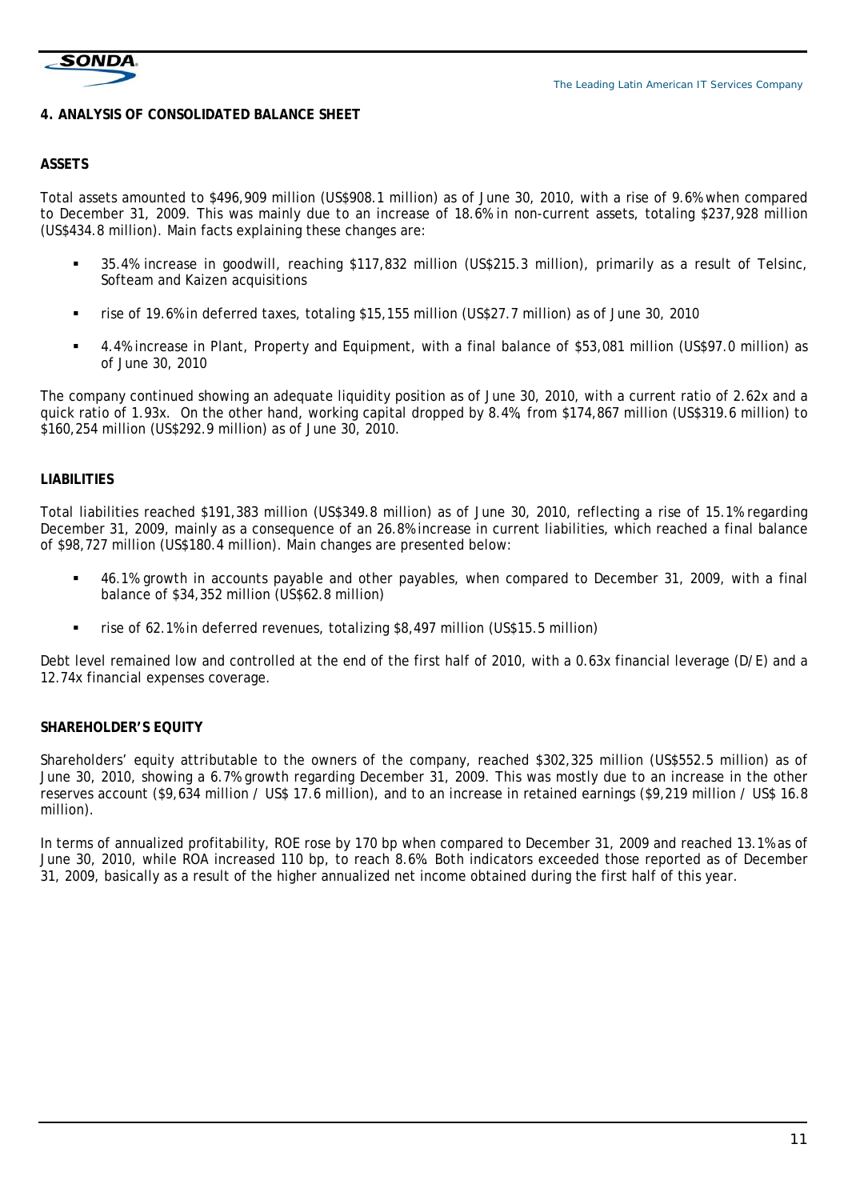## 4. ANALYSIS OF CONSOLIDATED BALANCE SHEET

### ASSETS

Total assets amounted to $496,909 million (US$908.1 million) as of June 30, 2010, with a rise of 9.6% when compared to December 31, 2009. This was mainly due to an increase of 18.6% in non-current assets, totaling $237,928 million (US$434.8 million). Main facts explaining these changes are:

- 35.4% increase in goodwill, reaching $117,832 million (US$215.3 million), primarily as a result of Telsinc, Softeam and Kaizen acquisitions
- rise of 19.6% in deferred taxes, totaling $15,155 million (US$27.7 million) as of June 30, 2010
- 4.4% increase in Plant, Property and Equipment, with a final balance of $53,081 million (US$97.0 million) as of June 30, 2010

The company continued showing an adequate liquidity position as of June 30, 2010, with a current ratio of 2.62x and a quick ratio of 1.93x. On the other hand, working capital dropped by 8.4%, from $174,867 million (US$319.6 million) to $160,254 million (US$292.9 million) as of June 30, 2010.

### LIABILITIES

Total liabilities reached $191,383 million (US$349.8 million) as of June 30, 2010, reflecting a rise of 15.1% regarding December 31, 2009, mainly as a consequence of an 26.8% increase in current liabilities, which reached a final balance of $98,727 million (US$180.4 million). Main changes are presented below:

- 46.1% growth in accounts payable and other payables, when compared to December 31, 2009, with a final balance of $34,352 million (US$62.8 million)
- rise of 62.1% in deferred revenues, totalizing $8,497 million (US$15.5 million)

Debt level remained low and controlled at the end of the first half of 2010, with a 0.63x financial leverage (D/E) and a 12.74x financial expenses coverage.

### SHAREHOLDER'S EQUITY

Shareholders' equity attributable to the owners of the company, reached $302,325 million (US$552.5 million) as of June 30, 2010, showing a 6.7% growth regarding December 31, 2009. This was mostly due to an increase in the other reserves account ($9,634 million / US$ 17.6 million), and to an increase in retained earnings ($9,219 million / US$ 16.8 million).

In terms of annualized profitability, ROE rose by 170 bp when compared to December 31, 2009 and reached 13.1% as of June 30, 2010, while ROA increased 110 bp, to reach 8.6%. Both indicators exceeded those reported as of December 31, 2009, basically as a result of the higher annualized net income obtained during the first half of this year.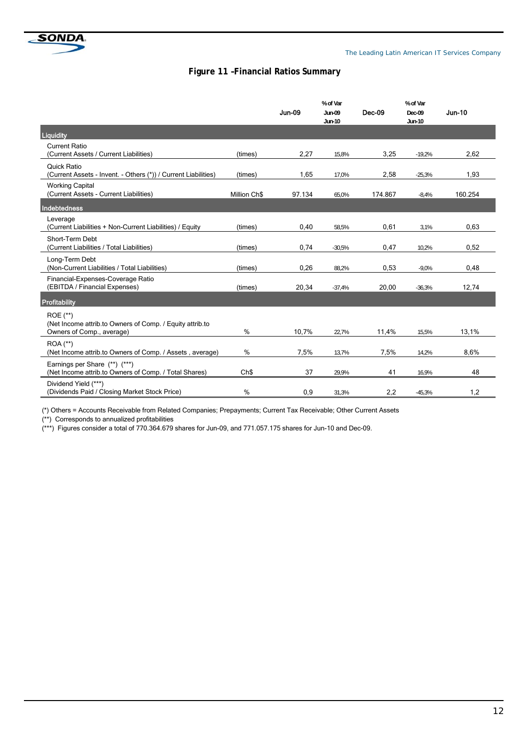## Figure 11 –Financial Ratios Summary

| | | Jun-09 | % of Var Jun-09 Jun-10 | Dec-09 | % of Var Dec-09 Jun-10 | Jun-10 |
|---|---|---|---|---|---|---|
| **Liquidity** | | | | | | |
| Current Ratio (Current Assets / Current Liabilities) | (times) | 2,27 | 15,8% | 3,25 | -19,2% | 2,62 |
| Quick Ratio (Current Assets - Invent. - Others (*)) / Current Liabilities) | (times) | 1,65 | 17,0% | 2,58 | -25,3% | 1,93 |
| Working Capital (Current Assets - Current Liabilities) | Million Ch$ | 97.134 | 65,0% | 174.867 | -8,4% | 160.254 |
| **Indebtedness** | | | | | | |
| Leverage (Current Liabilities + Non-Current Liabilities) / Equity | (times) | 0,40 | 58,5% | 0,61 | 3,1% | 0,63 |
| Short-Term Debt (Current Liabilities / Total Liabilities) | (times) | 0,74 | -30,5% | 0,47 | 10,2% | 0,52 |
| Long-Term Debt (Non-Current Liabilities / Total Liabilities) | (times) | 0,26 | 88,2% | 0,53 | -9,0% | 0,48 |
| Financial-Expenses-Coverage Ratio (EBITDA / Financial Expenses) | (times) | 20,34 | -37,4% | 20,00 | -36,3% | 12,74 |
| **Profitability** | | | | | | |
| ROE (**) (Net Income attrib.to Owners of Comp. / Equity attrib.to Owners of Comp., average) | % | 10,7% | 22,7% | 11,4% | 15,5% | 13,1% |
| ROA (**) (Net Income attrib.to Owners of Comp. / Assets , average) | % | 7,5% | 13,7% | 7,5% | 14,2% | 8,6% |
| Earnings per Share (**) (***) (Net Income attrib.to Owners of Comp. / Total Shares) | Ch$ | 37 | 29,9% | 41 | 16,9% | 48 |
| Dividend Yield (***) (Dividends Paid / Closing Market Stock Price) | % | 0,9 | 31,3% | 2,2 | -45,3% | 1,2 |

(*) Others = Accounts Receivable from Related Companies; Prepayments; Current Tax Receivable; Other Current Assets

(**) Corresponds to annualized profitabilities

(***) Figures consider a total of 770.364.679 shares for Jun-09, and 771.057.175 shares for Jun-10 and Dec-09.